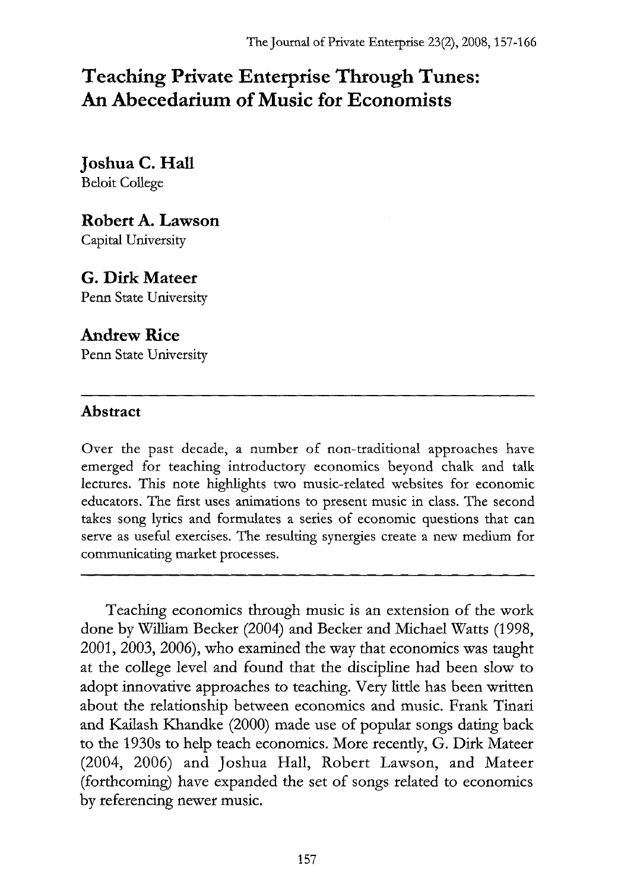# Teaching Private Enterprise Through Tunes: An Abecedarium of Music for Economists

**Joshua C. Hall**
Beloit College

**Robert A. Lawson**
Capital University

**G. Dirk Mateer**
Penn State University

**Andrew Rice**
Penn State University

---

## Abstract

Over the past decade, a number of non-traditional approaches have emerged for teaching introductory economics beyond chalk and talk lectures. This note highlights two music-related websites for economic educators. The first uses animations to present music in class. The second takes song lyrics and formulates a series of economic questions that can serve as useful exercises. The resulting synergies create a new medium for communicating market processes.

---

Teaching economics through music is an extension of the work done by William Becker (2004) and Becker and Michael Watts (1998, 2001, 2003, 2006), who examined the way that economics was taught at the college level and found that the discipline had been slow to adopt innovative approaches to teaching. Very little has been written about the relationship between economics and music. Frank Tinari and Kailash Khandke (2000) made use of popular songs dating back to the 1930s to help teach economics. More recently, G. Dirk Mateer (2004, 2006) and Joshua Hall, Robert Lawson, and Mateer (forthcoming) have expanded the set of songs related to economics by referencing newer music.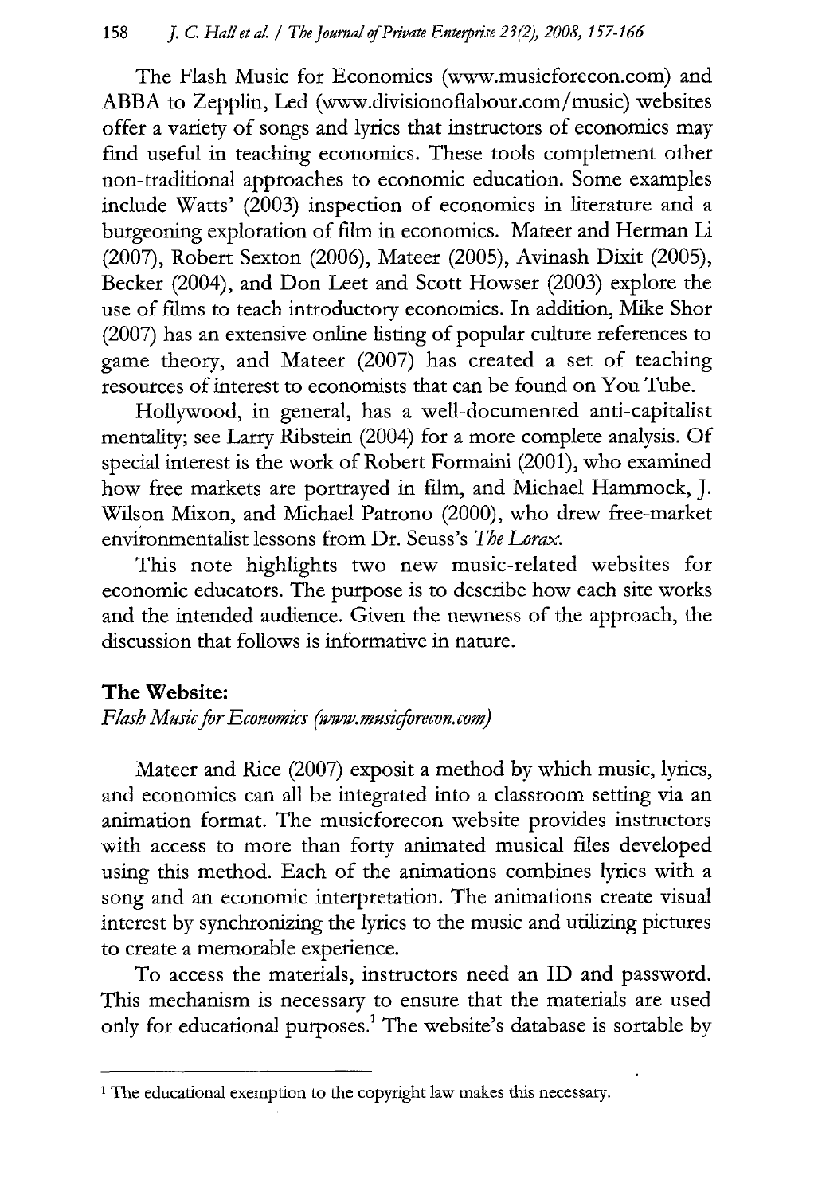The Flash Music for Economics (www.musicforecon.com) and ABBA to Zepplin, Led (www.divisionoflabour.com/music) websites offer a variety of songs and lyrics that instructors of economics may find useful in teaching economics. These tools complement other non-traditional approaches to economic education. Some examples include Watts' (2003) inspection of economics in literature and a burgeoning exploration of film in economics. Mateer and Herman Li (2007), Robert Sexton (2006), Mateer (2005), Avinash Dixit (2005), Becker (2004), and Don Leet and Scott Howser (2003) explore the use of films to teach introductory economics. In addition, Mike Shor (2007) has an extensive online listing of popular culture references to game theory, and Mateer (2007) has created a set of teaching resources of interest to economists that can be found on You Tube.

Hollywood, in general, has a well-documented anti-capitalist mentality; see Larry Ribstein (2004) for a more complete analysis. Of special interest is the work of Robert Formaini (2001), who examined how free markets are portrayed in film, and Michael Hammock, J. Wilson Mixon, and Michael Patrono (2000), who drew free-market environmentalist lessons from Dr. Seuss's *The Lorax*.

This note highlights two new music-related websites for economic educators. The purpose is to describe how each site works and the intended audience. Given the newness of the approach, the discussion that follows is informative in nature.

## The Website:

*Flash Music for Economics (www.musicforecon.com)*

Mateer and Rice (2007) exposit a method by which music, lyrics, and economics can all be integrated into a classroom setting via an animation format. The musicforecon website provides instructors with access to more than forty animated musical files developed using this method. Each of the animations combines lyrics with a song and an economic interpretation. The animations create visual interest by synchronizing the lyrics to the music and utilizing pictures to create a memorable experience.

To access the materials, instructors need an ID and password. This mechanism is necessary to ensure that the materials are used only for educational purposes.[1] The website's database is sortable by

[1] The educational exemption to the copyright law makes this necessary.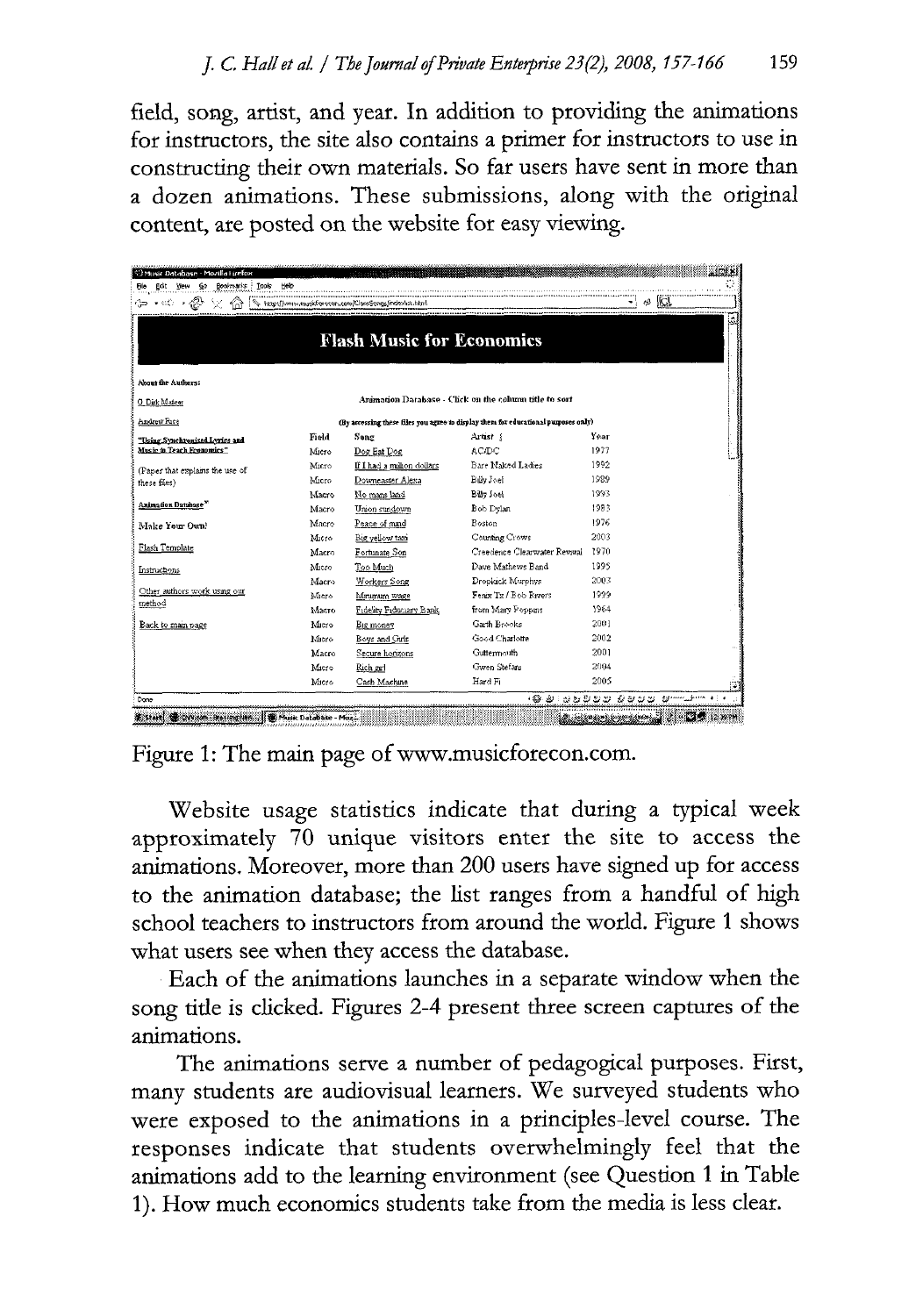field, song, artist, and year. In addition to providing the animations for instructors, the site also contains a primer for instructors to use in constructing their own materials. So far users have sent in more than a dozen animations. These submissions, along with the original content, are posted on the website for easy viewing.

Figure 1: The main page of www.musicforecon.com.

Website usage statistics indicate that during a typical week approximately 70 unique visitors enter the site to access the animations. Moreover, more than 200 users have signed up for access to the animation database; the list ranges from a handful of high school teachers to instructors from around the world. Figure 1 shows what users see when they access the database.

Each of the animations launches in a separate window when the song title is clicked. Figures 2-4 present three screen captures of the animations.

The animations serve a number of pedagogical purposes. First, many students are audiovisual learners. We surveyed students who were exposed to the animations in a principles-level course. The responses indicate that students overwhelmingly feel that the animations add to the learning environment (see Question 1 in Table 1). How much economics students take from the media is less clear.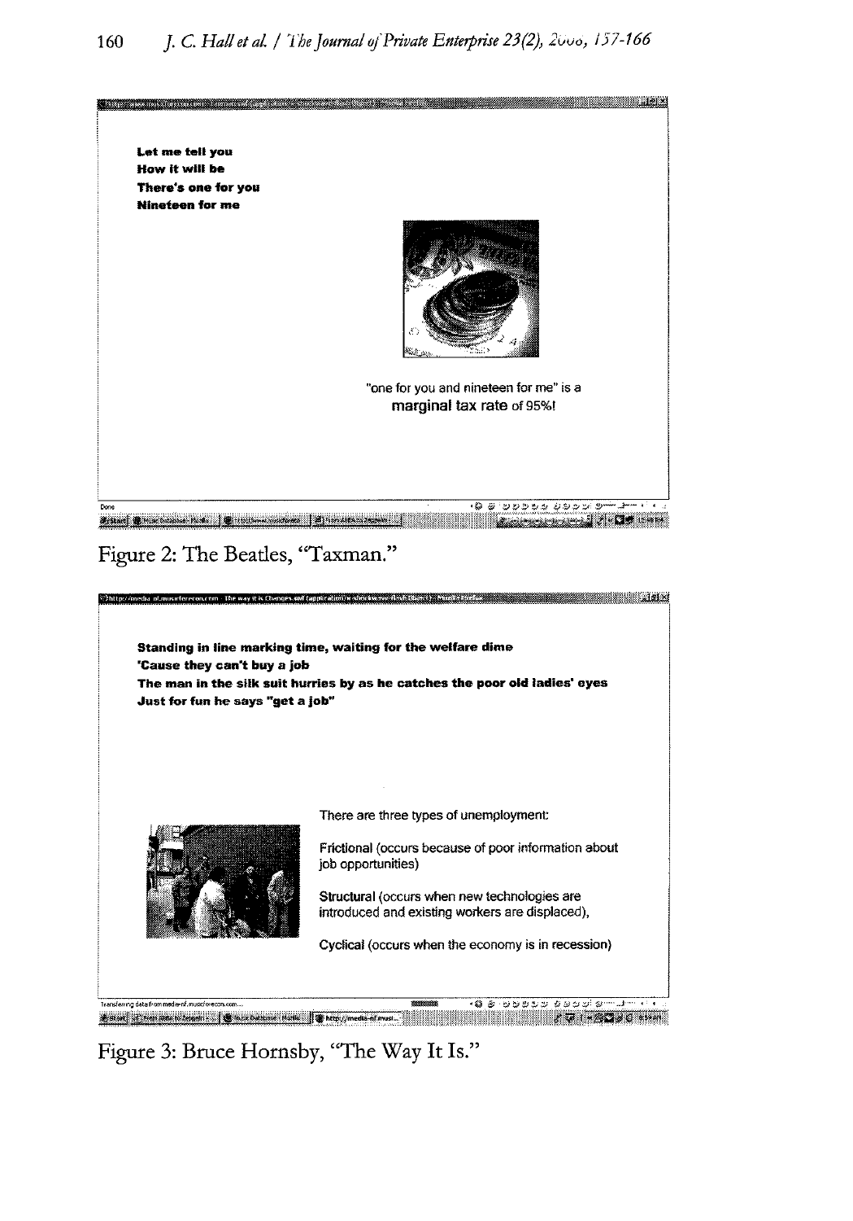Let me tell you
How it will be
There's one for you
Nineteen for me

"one for you and nineteen for me" is a marginal tax rate of 95%!

Figure 2: The Beatles, "Taxman."

Standing in line marking time, waiting for the welfare dime
'Cause they can't buy a job
The man in the silk suit hurries by as he catches the poor old ladies' eyes
Just for fun he says "get a job"

There are three types of unemployment:

Frictional (occurs because of poor information about job opportunities)

Structural (occurs when new technologies are introduced and existing workers are displaced),

Cyclical (occurs when the economy is in recession)

Figure 3: Bruce Hornsby, "The Way It Is."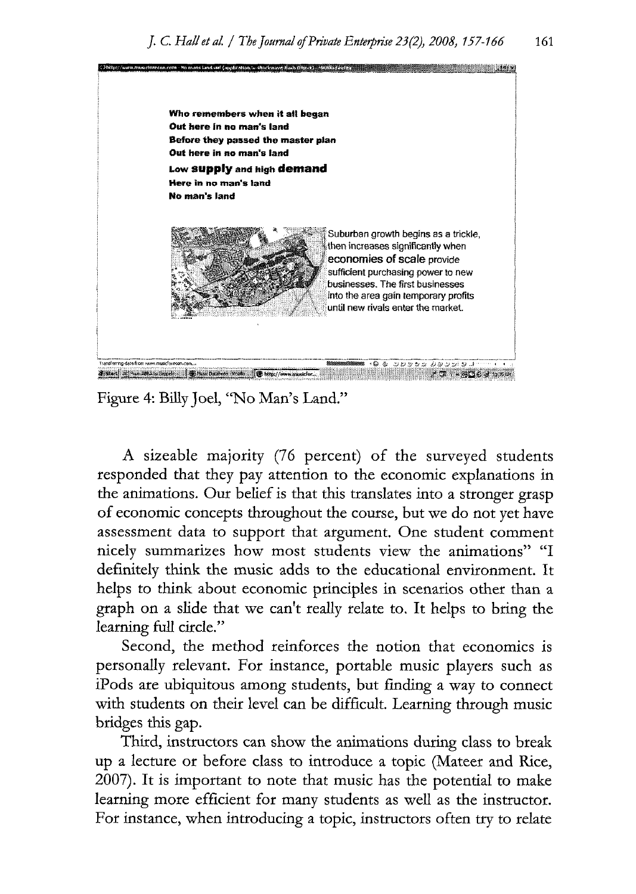Figure 4: Billy Joel, "No Man's Land."

A sizeable majority (76 percent) of the surveyed students responded that they pay attention to the economic explanations in the animations. Our belief is that this translates into a stronger grasp of economic concepts throughout the course, but we do not yet have assessment data to support that argument. One student comment nicely summarizes how most students view the animations" "I definitely think the music adds to the educational environment. It helps to think about economic principles in scenarios other than a graph on a slide that we can't really relate to. It helps to bring the learning full circle."

Second, the method reinforces the notion that economics is personally relevant. For instance, portable music players such as iPods are ubiquitous among students, but finding a way to connect with students on their level can be difficult. Learning through music bridges this gap.

Third, instructors can show the animations during class to break up a lecture or before class to introduce a topic (Mateer and Rice, 2007). It is important to note that music has the potential to make learning more efficient for many students as well as the instructor. For instance, when introducing a topic, instructors often try to relate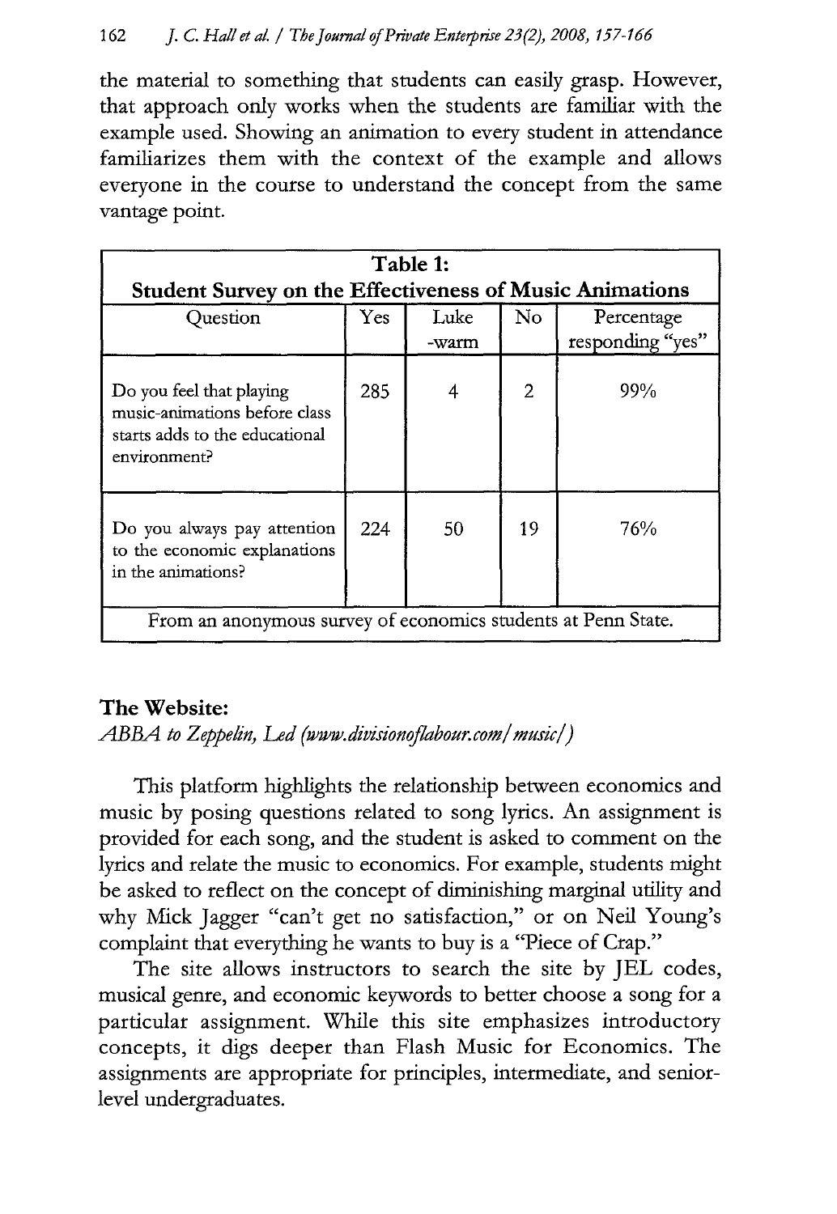the material to something that students can easily grasp. However, that approach only works when the students are familiar with the example used. Showing an animation to every student in attendance familiarizes them with the context of the example and allows everyone in the course to understand the concept from the same vantage point.

**Table 1: Student Survey on the Effectiveness of Music Animations**

| Question | Yes | Luke-warm | No | Percentage responding "yes" |
|---|---|---|---|---|
| Do you feel that playing music-animations before class starts adds to the educational environment? | 285 | 4 | 2 | 99% |
| Do you always pay attention to the economic explanations in the animations? | 224 | 50 | 19 | 76% |

From an anonymous survey of economics students at Penn State.

### The Website:

*ABBA to Zeppelin, Led (www.divisionoflabour.com/music/)*

This platform highlights the relationship between economics and music by posing questions related to song lyrics. An assignment is provided for each song, and the student is asked to comment on the lyrics and relate the music to economics. For example, students might be asked to reflect on the concept of diminishing marginal utility and why Mick Jagger "can't get no satisfaction," or on Neil Young's complaint that everything he wants to buy is a "Piece of Crap."

The site allows instructors to search the site by JEL codes, musical genre, and economic keywords to better choose a song for a particular assignment. While this site emphasizes introductory concepts, it digs deeper than Flash Music for Economics. The assignments are appropriate for principles, intermediate, and senior-level undergraduates.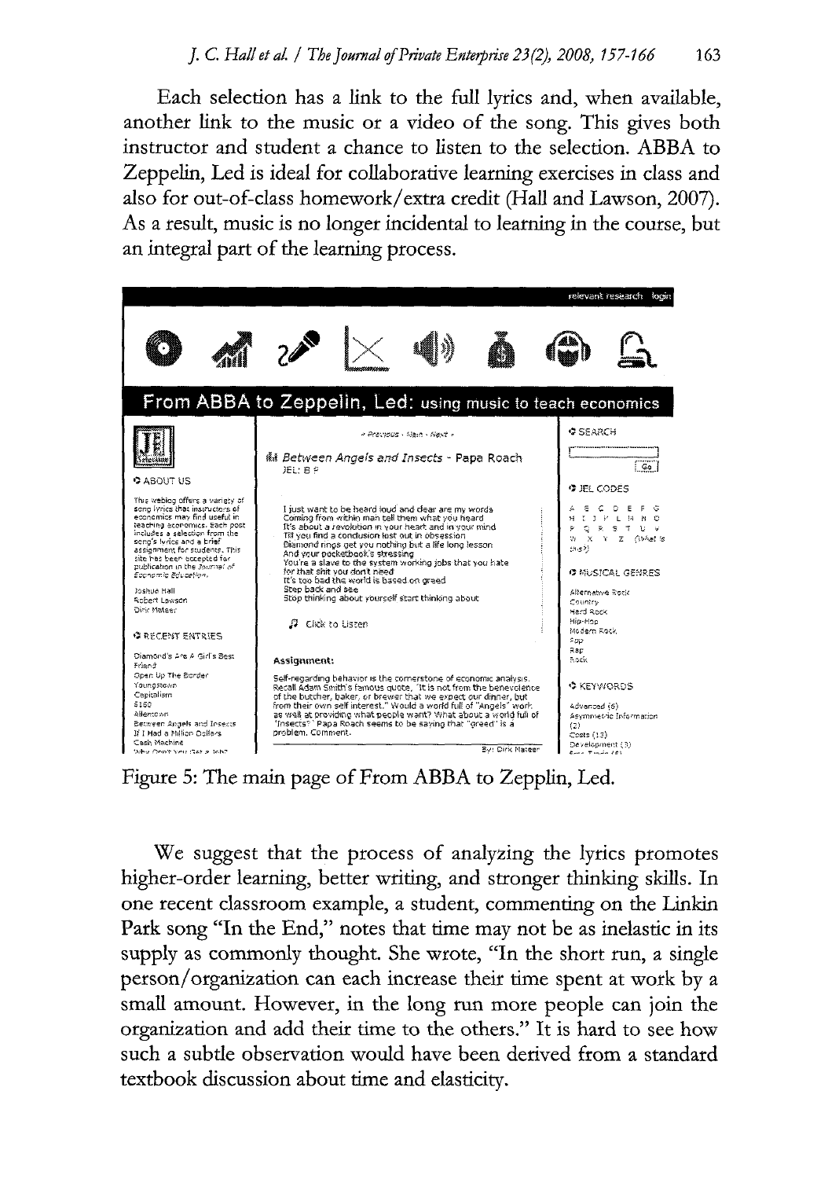Each selection has a link to the full lyrics and, when available, another link to the music or a video of the song. This gives both instructor and student a chance to listen to the selection. ABBA to Zeppelin, Led is ideal for collaborative learning exercises in class and also for out-of-class homework/extra credit (Hall and Lawson, 2007). As a result, music is no longer incidental to learning in the course, but an integral part of the learning process.

Figure 5: The main page of From ABBA to Zepplin, Led.

We suggest that the process of analyzing the lyrics promotes higher-order learning, better writing, and stronger thinking skills. In one recent classroom example, a student, commenting on the Linkin Park song "In the End," notes that time may not be as inelastic in its supply as commonly thought. She wrote, "In the short run, a single person/organization can each increase their time spent at work by a small amount. However, in the long run more people can join the organization and add their time to the others." It is hard to see how such a subtle observation would have been derived from a standard textbook discussion about time and elasticity.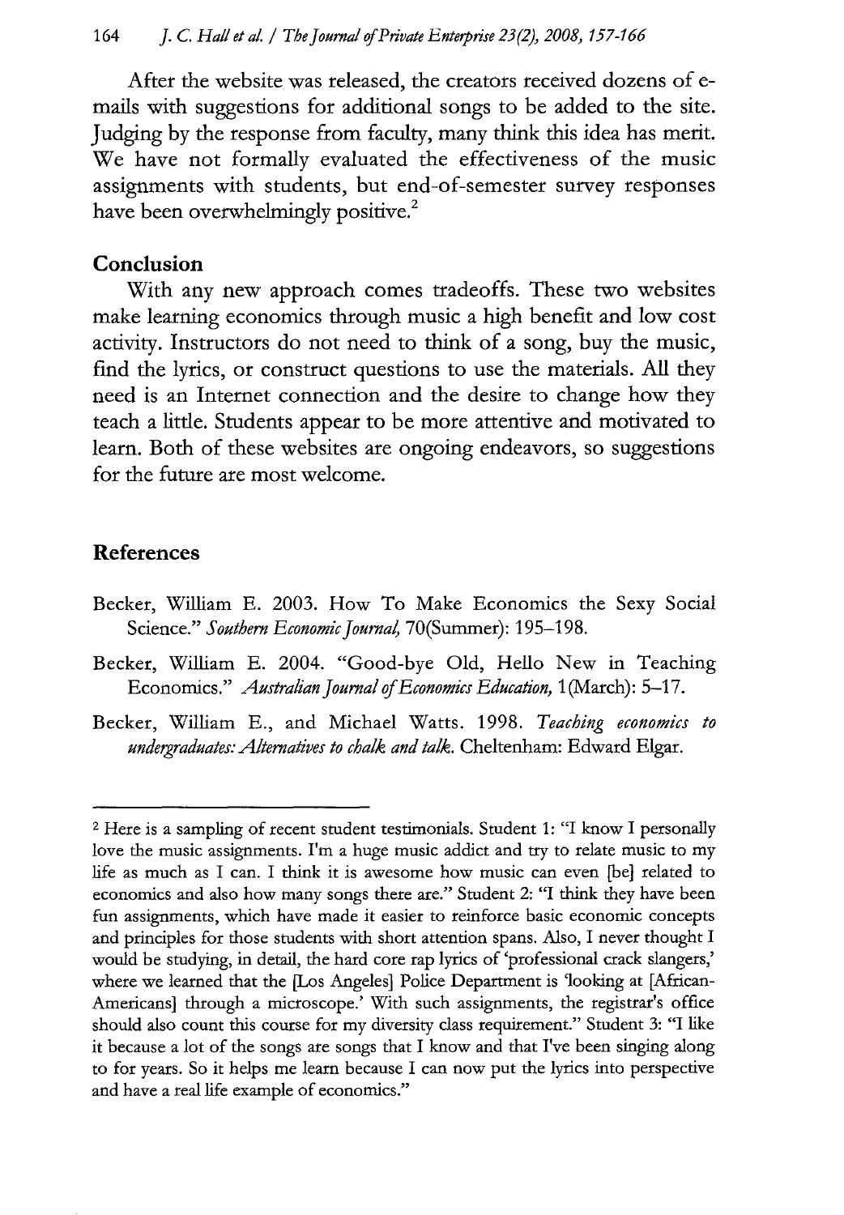After the website was released, the creators received dozens of e-mails with suggestions for additional songs to be added to the site. Judging by the response from faculty, many think this idea has merit. We have not formally evaluated the effectiveness of the music assignments with students, but end-of-semester survey responses have been overwhelmingly positive.[2]

## Conclusion

With any new approach comes tradeoffs. These two websites make learning economics through music a high benefit and low cost activity. Instructors do not need to think of a song, buy the music, find the lyrics, or construct questions to use the materials. All they need is an Internet connection and the desire to change how they teach a little. Students appear to be more attentive and motivated to learn. Both of these websites are ongoing endeavors, so suggestions for the future are most welcome.

## References

Becker, William E. 2003. How To Make Economics the Sexy Social Science." *Southern Economic Journal,* 70(Summer): 195–198.

Becker, William E. 2004. "Good-bye Old, Hello New in Teaching Economics." *Australian Journal of Economics Education,* 1(March): 5–17.

Becker, William E., and Michael Watts. 1998. *Teaching economics to undergraduates: Alternatives to chalk and talk.* Cheltenham: Edward Elgar.

---

[2] Here is a sampling of recent student testimonials. Student 1: "I know I personally love the music assignments. I'm a huge music addict and try to relate music to my life as much as I can. I think it is awesome how music can even [be] related to economics and also how many songs there are." Student 2: "I think they have been fun assignments, which have made it easier to reinforce basic economic concepts and principles for those students with short attention spans. Also, I never thought I would be studying, in detail, the hard core rap lyrics of 'professional crack slangers,' where we learned that the [Los Angeles] Police Department is 'looking at [African-Americans] through a microscope.' With such assignments, the registrar's office should also count this course for my diversity class requirement." Student 3: "I like it because a lot of the songs are songs that I know and that I've been singing along to for years. So it helps me learn because I can now put the lyrics into perspective and have a real life example of economics."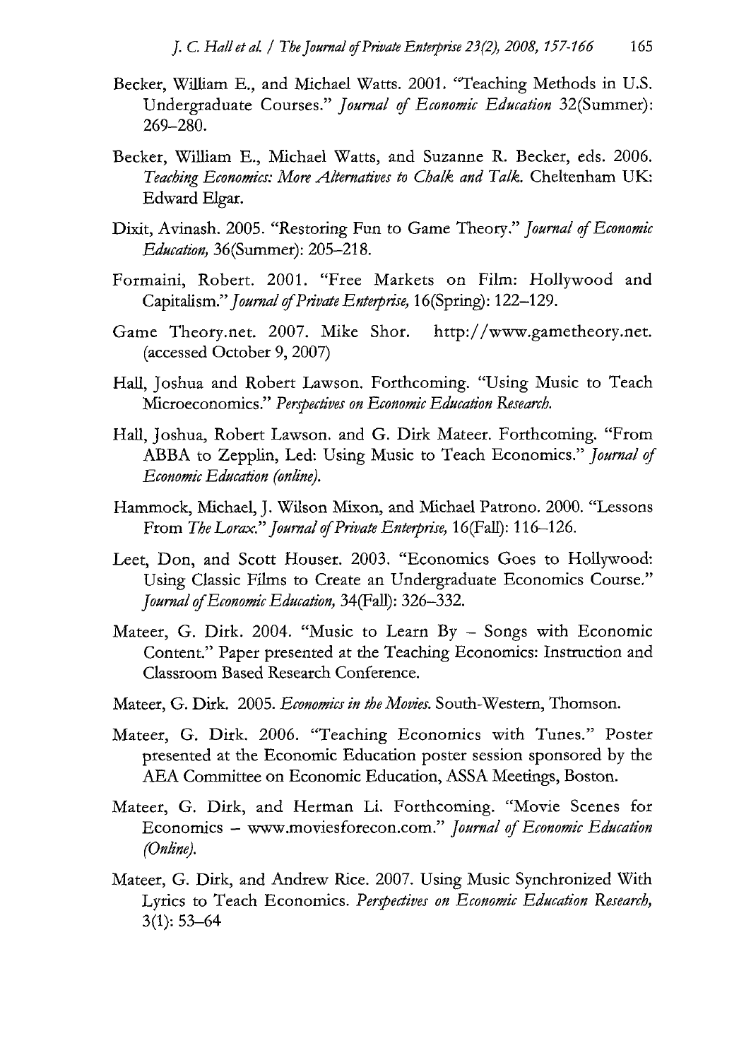Becker, William E., and Michael Watts. 2001. "Teaching Methods in U.S. Undergraduate Courses." *Journal of Economic Education* 32(Summer): 269–280.

Becker, William E., Michael Watts, and Suzanne R. Becker, eds. 2006. *Teaching Economics: More Alternatives to Chalk and Talk.* Cheltenham UK: Edward Elgar.

Dixit, Avinash. 2005. "Restoring Fun to Game Theory." *Journal of Economic Education,* 36(Summer): 205–218.

Formaini, Robert. 2001. "Free Markets on Film: Hollywood and Capitalism." *Journal of Private Enterprise,* 16(Spring): 122–129.

Game Theory.net. 2007. Mike Shor. http://www.gametheory.net. (accessed October 9, 2007)

Hall, Joshua and Robert Lawson. Forthcoming. "Using Music to Teach Microeconomics." *Perspectives on Economic Education Research.*

Hall, Joshua, Robert Lawson. and G. Dirk Mateer. Forthcoming. "From ABBA to Zepplin, Led: Using Music to Teach Economics." *Journal of Economic Education (online).*

Hammock, Michael, J. Wilson Mixon, and Michael Patrono. 2000. "Lessons From *The Lorax.*" *Journal of Private Enterprise,* 16(Fall): 116–126.

Leet, Don, and Scott Houser. 2003. "Economics Goes to Hollywood: Using Classic Films to Create an Undergraduate Economics Course." *Journal of Economic Education,* 34(Fall): 326–332.

Mateer, G. Dirk. 2004. "Music to Learn By – Songs with Economic Content." Paper presented at the Teaching Economics: Instruction and Classroom Based Research Conference.

Mateer, G. Dirk. 2005. *Economics in the Movies.* South-Western, Thomson.

Mateer, G. Dirk. 2006. "Teaching Economics with Tunes." Poster presented at the Economic Education poster session sponsored by the AEA Committee on Economic Education, ASSA Meetings, Boston.

Mateer, G. Dirk, and Herman Li. Forthcoming. "Movie Scenes for Economics – www.moviesforecon.com." *Journal of Economic Education (Online).*

Mateer, G. Dirk, and Andrew Rice. 2007. Using Music Synchronized With Lyrics to Teach Economics. *Perspectives on Economic Education Research,* 3(1): 53–64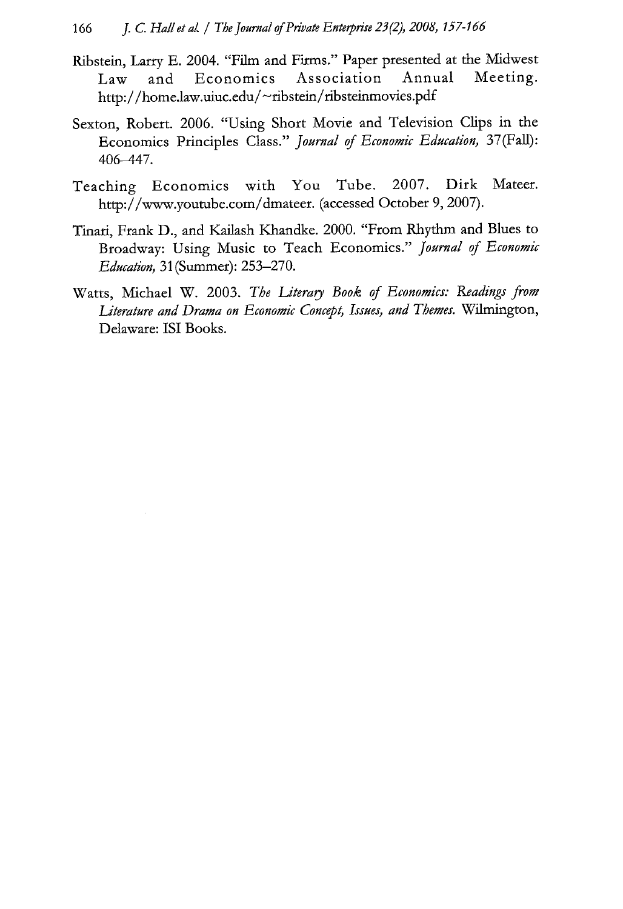Ribstein, Larry E. 2004. "Film and Firms." Paper presented at the Midwest Law and Economics Association Annual Meeting. http://home.law.uiuc.edu/~ribstein/ribsteinmovies.pdf

Sexton, Robert. 2006. "Using Short Movie and Television Clips in the Economics Principles Class." *Journal of Economic Education,* 37(Fall): 406–447.

Teaching Economics with You Tube. 2007. Dirk Mateer. http://www.youtube.com/dmateer. (accessed October 9, 2007).

Tinari, Frank D., and Kailash Khandke. 2000. "From Rhythm and Blues to Broadway: Using Music to Teach Economics." *Journal of Economic Education,* 31(Summer): 253–270.

Watts, Michael W. 2003. *The Literary Book of Economics: Readings from Literature and Drama on Economic Concept, Issues, and Themes.* Wilmington, Delaware: ISI Books.